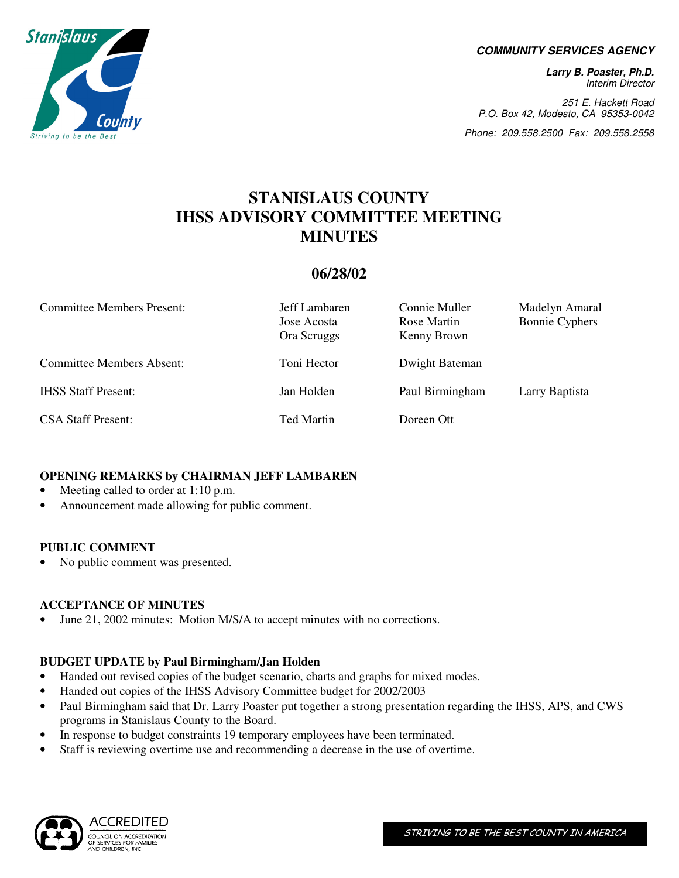**COMMUNITY SERVICES AGENCY**

***Larry B. Poaster, Ph.D.***
*Interim Director*

*251 E. Hackett Road*
*P.O. Box 42, Modesto, CA 95353-0042*

*Phone: 209.558.2500 Fax: 209.558.2558*

# STANISLAUS COUNTY IHSS ADVISORY COMMITTEE MEETING MINUTES

## 06/28/02

| | | | |
|---|---|---|---|
| Committee Members Present: | Jeff Lambaren<br>Jose Acosta<br>Ora Scruggs | Connie Muller<br>Rose Martin<br>Kenny Brown | Madelyn Amaral<br>Bonnie Cyphers |
| Committee Members Absent: | Toni Hector | Dwight Bateman | |
| IHSS Staff Present: | Jan Holden | Paul Birmingham | Larry Baptista |
| CSA Staff Present: | Ted Martin | Doreen Ott | |

**OPENING REMARKS by CHAIRMAN JEFF LAMBAREN**

- Meeting called to order at 1:10 p.m.
- Announcement made allowing for public comment.

**PUBLIC COMMENT**

- No public comment was presented.

**ACCEPTANCE OF MINUTES**

- June 21, 2002 minutes: Motion M/S/A to accept minutes with no corrections.

**BUDGET UPDATE by Paul Birmingham/Jan Holden**

- Handed out revised copies of the budget scenario, charts and graphs for mixed modes.
- Handed out copies of the IHSS Advisory Committee budget for 2002/2003
- Paul Birmingham said that Dr. Larry Poaster put together a strong presentation regarding the IHSS, APS, and CWS programs in Stanislaus County to the Board.
- In response to budget constraints 19 temporary employees have been terminated.
- Staff is reviewing overtime use and recommending a decrease in the use of overtime.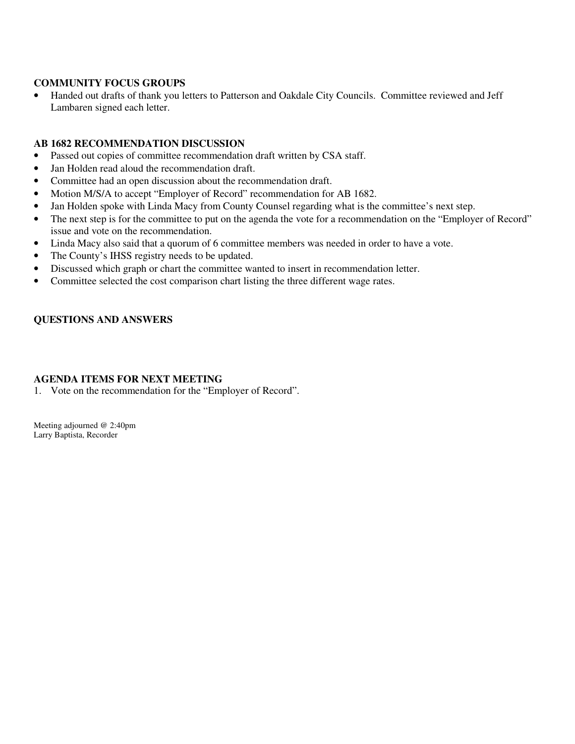**COMMUNITY FOCUS GROUPS**

- Handed out drafts of thank you letters to Patterson and Oakdale City Councils. Committee reviewed and Jeff Lambaren signed each letter.

**AB 1682 RECOMMENDATION DISCUSSION**

- Passed out copies of committee recommendation draft written by CSA staff.
- Jan Holden read aloud the recommendation draft.
- Committee had an open discussion about the recommendation draft.
- Motion M/S/A to accept "Employer of Record" recommendation for AB 1682.
- Jan Holden spoke with Linda Macy from County Counsel regarding what is the committee's next step.
- The next step is for the committee to put on the agenda the vote for a recommendation on the "Employer of Record" issue and vote on the recommendation.
- Linda Macy also said that a quorum of 6 committee members was needed in order to have a vote.
- The County's IHSS registry needs to be updated.
- Discussed which graph or chart the committee wanted to insert in recommendation letter.
- Committee selected the cost comparison chart listing the three different wage rates.

**QUESTIONS AND ANSWERS**

**AGENDA ITEMS FOR NEXT MEETING**

1. Vote on the recommendation for the "Employer of Record".

Meeting adjourned @ 2:40pm
Larry Baptista, Recorder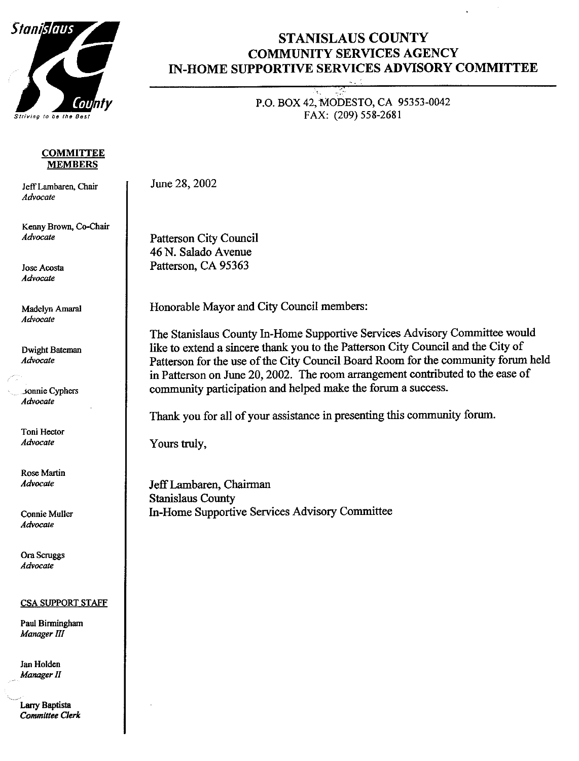# STANISLAUS COUNTY
## COMMUNITY SERVICES AGENCY
## IN-HOME SUPPORTIVE SERVICES ADVISORY COMMITTEE

P.O. BOX 42, MODESTO, CA 95353-0042
FAX: (209) 558-2681

Stanislaus County
*Striving to be the Best*

**COMMITTEE MEMBERS**

Jeff Lambaren, Chair
*Advocate*

Kenny Brown, Co-Chair
*Advocate*

Jose Acosta
*Advocate*

Madelyn Amaral
*Advocate*

Dwight Bateman
*Advocate*

Jonnie Cyphers
*Advocate*

Toni Hector
*Advocate*

Rose Martin
*Advocate*

Connie Muller
*Advocate*

Ora Scruggs
*Advocate*

**CSA SUPPORT STAFF**

Paul Birmingham
*Manager III*

Jan Holden
*Manager II*

Larry Baptista
*Committee Clerk*

June 28, 2002

Patterson City Council
46 N. Salado Avenue
Patterson, CA 95363

Honorable Mayor and City Council members:

The Stanislaus County In-Home Supportive Services Advisory Committee would like to extend a sincere thank you to the Patterson City Council and the City of Patterson for the use of the City Council Board Room for the community forum held in Patterson on June 20, 2002. The room arrangement contributed to the ease of community participation and helped make the forum a success.

Thank you for all of your assistance in presenting this community forum.

Yours truly,

Jeff Lambaren, Chairman
Stanislaus County
In-Home Supportive Services Advisory Committee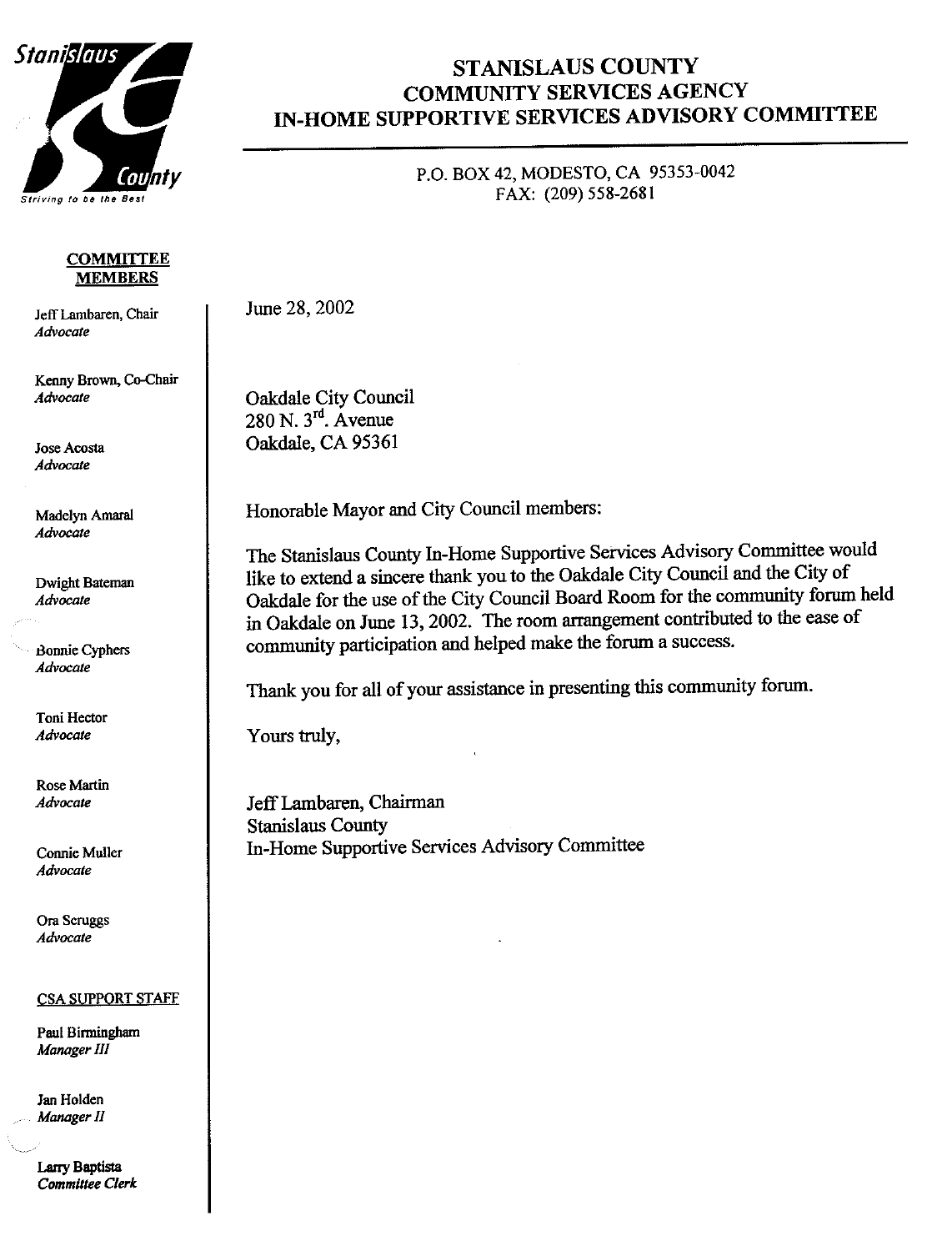# STANISLAUS COUNTY
## COMMUNITY SERVICES AGENCY
## IN-HOME SUPPORTIVE SERVICES ADVISORY COMMITTEE

P.O. BOX 42, MODESTO, CA 95353-0042
FAX: (209) 558-2681

Stanislaus County
*Striving to be the Best*

**COMMITTEE MEMBERS**

Jeff Lambaren, Chair
*Advocate*

Kenny Brown, Co-Chair
*Advocate*

Jose Acosta
*Advocate*

Madelyn Amaral
*Advocate*

Dwight Bateman
*Advocate*

Bonnie Cyphers
*Advocate*

Toni Hector
*Advocate*

Rose Martin
*Advocate*

Connie Muller
*Advocate*

Ora Scruggs
*Advocate*

**CSA SUPPORT STAFF**

Paul Birmingham
*Manager III*

Jan Holden
*Manager II*

Larry Baptista
*Committee Clerk*

---

June 28, 2002

Oakdale City Council
280 N. 3rd. Avenue
Oakdale, CA 95361

Honorable Mayor and City Council members:

The Stanislaus County In-Home Supportive Services Advisory Committee would like to extend a sincere thank you to the Oakdale City Council and the City of Oakdale for the use of the City Council Board Room for the community forum held in Oakdale on June 13, 2002. The room arrangement contributed to the ease of community participation and helped make the forum a success.

Thank you for all of your assistance in presenting this community forum.

Yours truly,

Jeff Lambaren, Chairman
Stanislaus County
In-Home Supportive Services Advisory Committee